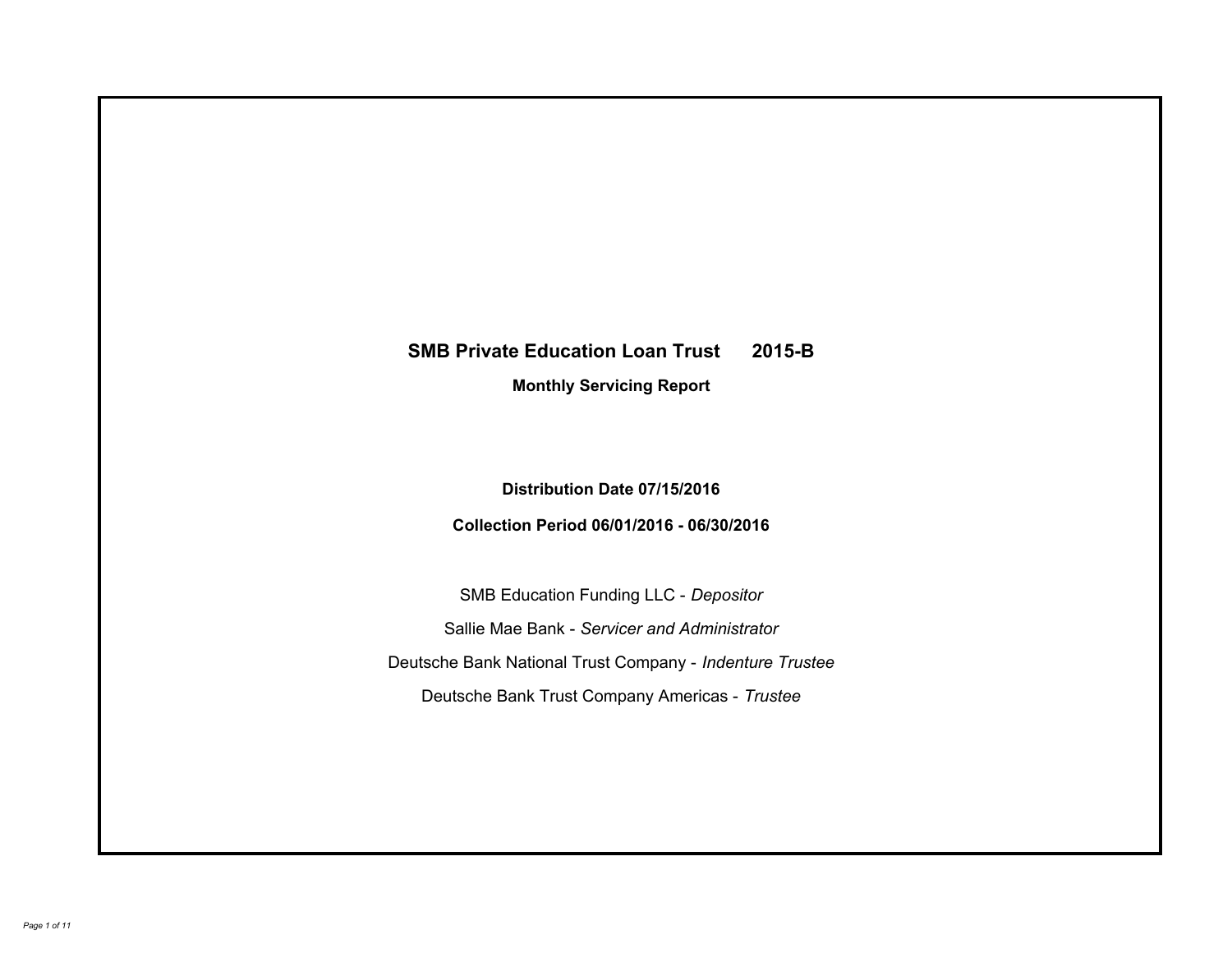# SMB Private Education Loan Trust 2015-B

## Monthly Servicing Report

**Distribution Date 07/15/2016**

**Collection Period 06/01/2016 - 06/30/2016**

SMB Education Funding LLC - *Depositor*

Sallie Mae Bank - *Servicer and Administrator*

Deutsche Bank National Trust Company - *Indenture Trustee*

Deutsche Bank Trust Company Americas - *Trustee*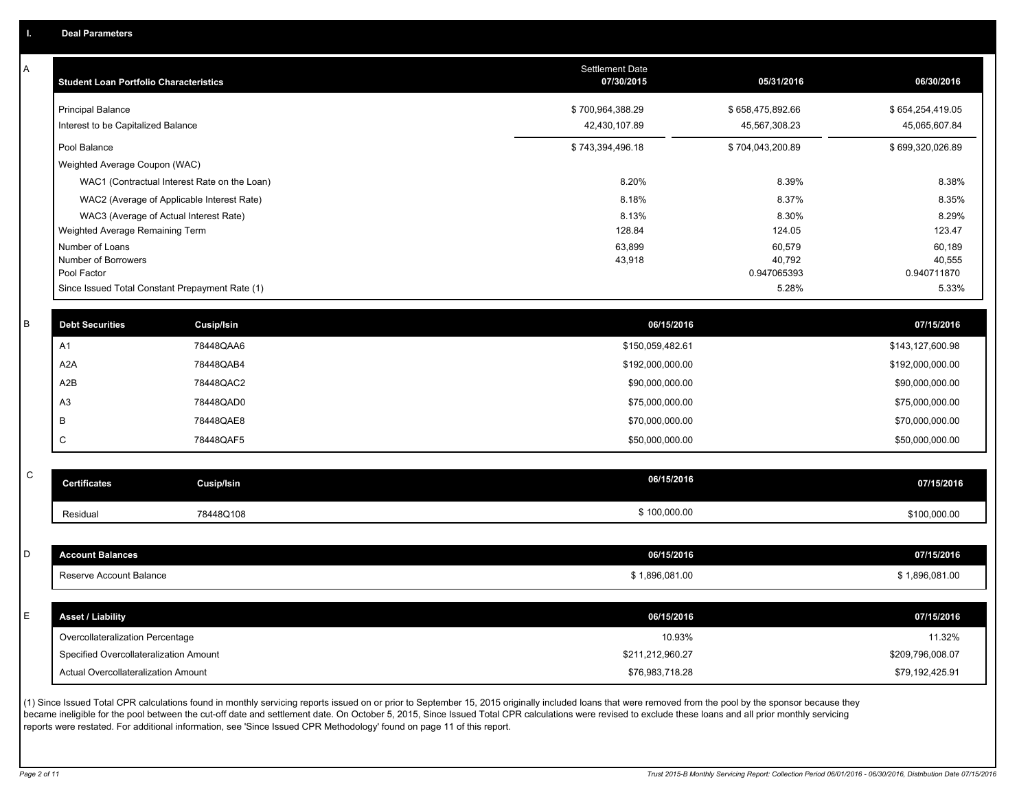## I. Deal Parameters

### A

| Student Loan Portfolio Characteristics | Settlement Date 07/30/2015 | 05/31/2016 | 06/30/2016 |
|---|---|---|---|
| Principal Balance | $ 700,964,388.29 | $ 658,475,892.66 | $ 654,254,419.05 |
| Interest to be Capitalized Balance | 42,430,107.89 | 45,567,308.23 | 45,065,607.84 |
| Pool Balance | $ 743,394,496.18 | $ 704,043,200.89 | $ 699,320,026.89 |
| Weighted Average Coupon (WAC) | | | |
| WAC1 (Contractual Interest Rate on the Loan) | 8.20% | 8.39% | 8.38% |
| WAC2 (Average of Applicable Interest Rate) | 8.18% | 8.37% | 8.35% |
| WAC3 (Average of Actual Interest Rate) | 8.13% | 8.30% | 8.29% |
| Weighted Average Remaining Term | 128.84 | 124.05 | 123.47 |
| Number of Loans | 63,899 | 60,579 | 60,189 |
| Number of Borrowers | 43,918 | 40,792 | 40,555 |
| Pool Factor | | 0.947065393 | 0.940711870 |
| Since Issued Total Constant Prepayment Rate (1) | | 5.28% | 5.33% |

### B

| Debt Securities | Cusip/Isin | 06/15/2016 | 07/15/2016 |
|---|---|---|---|
| A1 | 78448QAA6 | $150,059,482.61 | $143,127,600.98 |
| A2A | 78448QAB4 | $192,000,000.00 | $192,000,000.00 |
| A2B | 78448QAC2 | $90,000,000.00 | $90,000,000.00 |
| A3 | 78448QAD0 | $75,000,000.00 | $75,000,000.00 |
| B | 78448QAE8 | $70,000,000.00 | $70,000,000.00 |
| C | 78448QAF5 | $50,000,000.00 | $50,000,000.00 |

### C

| Certificates | Cusip/Isin | 06/15/2016 | 07/15/2016 |
|---|---|---|---|
| Residual | 78448Q108 | $ 100,000.00 | $100,000.00 |

### D

| Account Balances | 06/15/2016 | 07/15/2016 |
|---|---|---|
| Reserve Account Balance | $ 1,896,081.00 | $ 1,896,081.00 |

### E

| Asset / Liability | 06/15/2016 | 07/15/2016 |
|---|---|---|
| Overcollateralization Percentage | 10.93% | 11.32% |
| Specified Overcollateralization Amount | $211,212,960.27 | $209,796,008.07 |
| Actual Overcollateralization Amount | $76,983,718.28 | $79,192,425.91 |

(1) Since Issued Total CPR calculations found in monthly servicing reports issued on or prior to September 15, 2015 originally included loans that were removed from the pool by the sponsor because they became ineligible for the pool between the cut-off date and settlement date. On October 5, 2015, Since Issued Total CPR calculations were revised to exclude these loans and all prior monthly servicing reports were restated. For additional information, see 'Since Issued CPR Methodology' found on page 11 of this report.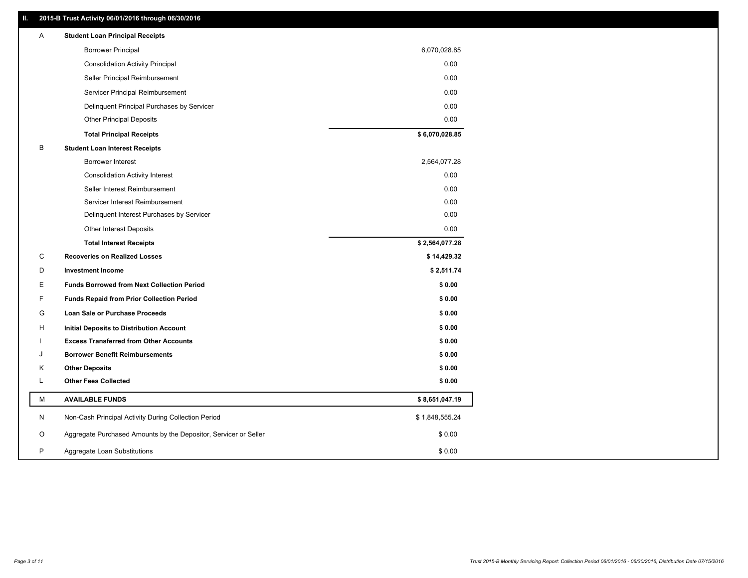## II. 2015-B Trust Activity 06/01/2016 through 06/30/2016

| | | |
|---|---|---|
| A | **Student Loan Principal Receipts** | |
| | Borrower Principal | 6,070,028.85 |
| | Consolidation Activity Principal | 0.00 |
| | Seller Principal Reimbursement | 0.00 |
| | Servicer Principal Reimbursement | 0.00 |
| | Delinquent Principal Purchases by Servicer | 0.00 |
| | Other Principal Deposits | 0.00 |
| | **Total Principal Receipts** | **$ 6,070,028.85** |
| B | **Student Loan Interest Receipts** | |
| | Borrower Interest | 2,564,077.28 |
| | Consolidation Activity Interest | 0.00 |
| | Seller Interest Reimbursement | 0.00 |
| | Servicer Interest Reimbursement | 0.00 |
| | Delinquent Interest Purchases by Servicer | 0.00 |
| | Other Interest Deposits | 0.00 |
| | **Total Interest Receipts** | **$ 2,564,077.28** |
| C | **Recoveries on Realized Losses** | **$ 14,429.32** |
| D | **Investment Income** | **$ 2,511.74** |
| E | **Funds Borrowed from Next Collection Period** | **$ 0.00** |
| F | **Funds Repaid from Prior Collection Period** | **$ 0.00** |
| G | **Loan Sale or Purchase Proceeds** | **$ 0.00** |
| H | **Initial Deposits to Distribution Account** | **$ 0.00** |
| I | **Excess Transferred from Other Accounts** | **$ 0.00** |
| J | **Borrower Benefit Reimbursements** | **$ 0.00** |
| K | **Other Deposits** | **$ 0.00** |
| L | **Other Fees Collected** | **$ 0.00** |
| M | **AVAILABLE FUNDS** | **$ 8,651,047.19** |
| N | Non-Cash Principal Activity During Collection Period | $ 1,848,555.24 |
| O | Aggregate Purchased Amounts by the Depositor, Servicer or Seller | $ 0.00 |
| P | Aggregate Loan Substitutions | $ 0.00 |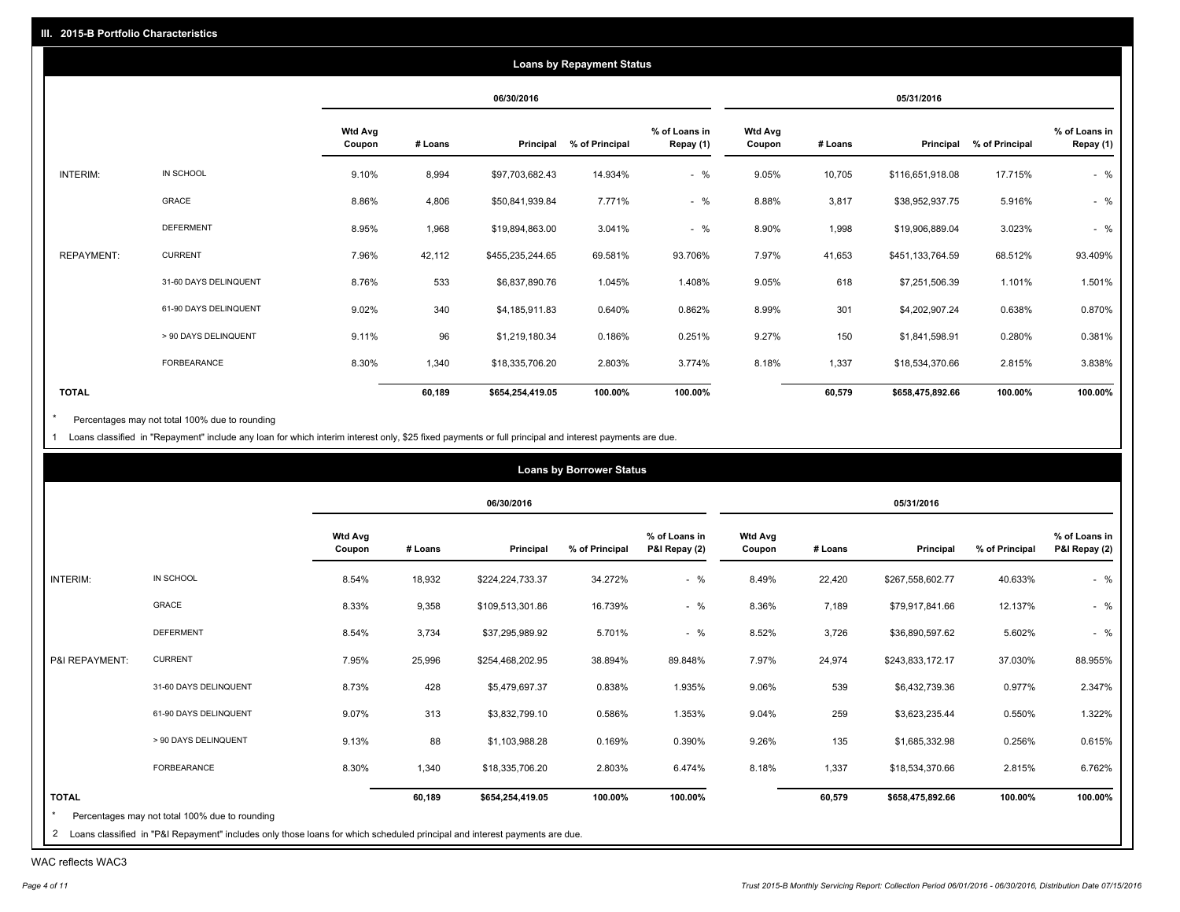## III. 2015-B Portfolio Characteristics

### Loans by Repayment Status

| | | 06/30/2016 | | | | | 05/31/2016 | | | | |
|---|---|---|---|---|---|---|---|---|---|---|---|
| | | Wtd Avg Coupon | # Loans | Principal | % of Principal | % of Loans in Repay (1) | Wtd Avg Coupon | # Loans | Principal | % of Principal | % of Loans in Repay (1) |
| INTERIM: | IN SCHOOL | 9.10% | 8,994 | $97,703,682.43 | 14.934% | - % | 9.05% | 10,705 | $116,651,918.08 | 17.715% | - % |
| | GRACE | 8.86% | 4,806 | $50,841,939.84 | 7.771% | - % | 8.88% | 3,817 | $38,952,937.75 | 5.916% | - % |
| | DEFERMENT | 8.95% | 1,968 | $19,894,863.00 | 3.041% | - % | 8.90% | 1,998 | $19,906,889.04 | 3.023% | - % |
| REPAYMENT: | CURRENT | 7.96% | 42,112 | $455,235,244.65 | 69.581% | 93.706% | 7.97% | 41,653 | $451,133,764.59 | 68.512% | 93.409% |
| | 31-60 DAYS DELINQUENT | 8.76% | 533 | $6,837,890.76 | 1.045% | 1.408% | 9.05% | 618 | $7,251,506.39 | 1.101% | 1.501% |
| | 61-90 DAYS DELINQUENT | 9.02% | 340 | $4,185,911.83 | 0.640% | 0.862% | 8.99% | 301 | $4,202,907.24 | 0.638% | 0.870% |
| | > 90 DAYS DELINQUENT | 9.11% | 96 | $1,219,180.34 | 0.186% | 0.251% | 9.27% | 150 | $1,841,598.91 | 0.280% | 0.381% |
| | FORBEARANCE | 8.30% | 1,340 | $18,335,706.20 | 2.803% | 3.774% | 8.18% | 1,337 | $18,534,370.66 | 2.815% | 3.838% |
| **TOTAL** | | | **60,189** | **$654,254,419.05** | **100.00%** | **100.00%** | | **60,579** | **$658,475,892.66** | **100.00%** | **100.00%** |

* Percentages may not total 100% due to rounding

1 Loans classified in "Repayment" include any loan for which interim interest only, $25 fixed payments or full principal and interest payments are due.

### Loans by Borrower Status

| | | 06/30/2016 | | | | | 05/31/2016 | | | | |
|---|---|---|---|---|---|---|---|---|---|---|---|
| | | Wtd Avg Coupon | # Loans | Principal | % of Principal | % of Loans in P&I Repay (2) | Wtd Avg Coupon | # Loans | Principal | % of Principal | % of Loans in P&I Repay (2) |
| INTERIM: | IN SCHOOL | 8.54% | 18,932 | $224,224,733.37 | 34.272% | - % | 8.49% | 22,420 | $267,558,602.77 | 40.633% | - % |
| | GRACE | 8.33% | 9,358 | $109,513,301.86 | 16.739% | - % | 8.36% | 7,189 | $79,917,841.66 | 12.137% | - % |
| | DEFERMENT | 8.54% | 3,734 | $37,295,989.92 | 5.701% | - % | 8.52% | 3,726 | $36,890,597.62 | 5.602% | - % |
| P&I REPAYMENT: | CURRENT | 7.95% | 25,996 | $254,468,202.95 | 38.894% | 89.848% | 7.97% | 24,974 | $243,833,172.17 | 37.030% | 88.955% |
| | 31-60 DAYS DELINQUENT | 8.73% | 428 | $5,479,697.37 | 0.838% | 1.935% | 9.06% | 539 | $6,432,739.36 | 0.977% | 2.347% |
| | 61-90 DAYS DELINQUENT | 9.07% | 313 | $3,832,799.10 | 0.586% | 1.353% | 9.04% | 259 | $3,623,235.44 | 0.550% | 1.322% |
| | > 90 DAYS DELINQUENT | 9.13% | 88 | $1,103,988.28 | 0.169% | 0.390% | 9.26% | 135 | $1,685,332.98 | 0.256% | 0.615% |
| | FORBEARANCE | 8.30% | 1,340 | $18,335,706.20 | 2.803% | 6.474% | 8.18% | 1,337 | $18,534,370.66 | 2.815% | 6.762% |
| **TOTAL** | | | **60,189** | **$654,254,419.05** | **100.00%** | **100.00%** | | **60,579** | **$658,475,892.66** | **100.00%** | **100.00%** |

* Percentages may not total 100% due to rounding

2 Loans classified in "P&I Repayment" includes only those loans for which scheduled principal and interest payments are due.

WAC reflects WAC3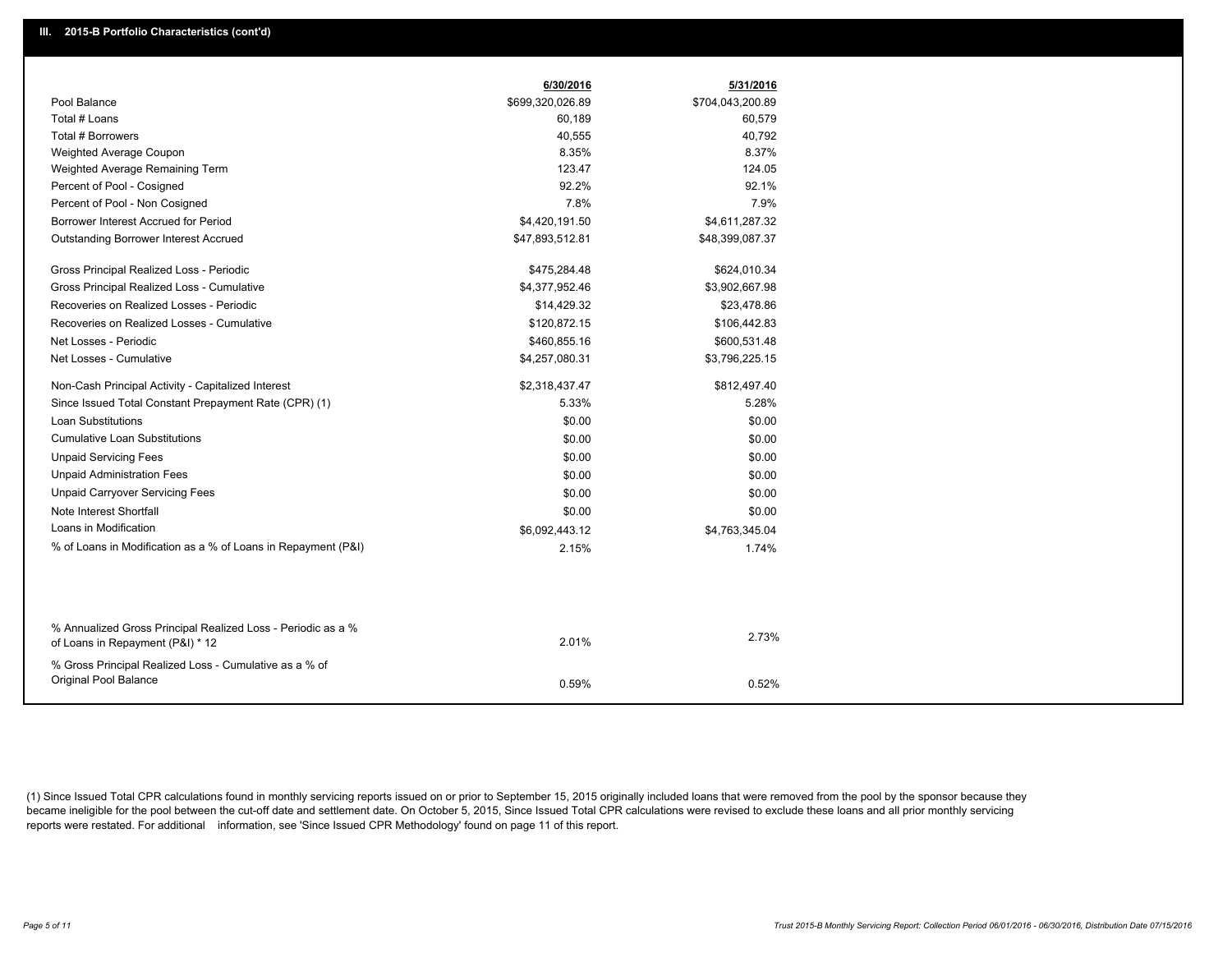## III. 2015-B Portfolio Characteristics (cont'd)

| | 6/30/2016 | 5/31/2016 |
|---|---|---|
| Pool Balance | $699,320,026.89 | $704,043,200.89 |
| Total # Loans | 60,189 | 60,579 |
| Total # Borrowers | 40,555 | 40,792 |
| Weighted Average Coupon | 8.35% | 8.37% |
| Weighted Average Remaining Term | 123.47 | 124.05 |
| Percent of Pool - Cosigned | 92.2% | 92.1% |
| Percent of Pool - Non Cosigned | 7.8% | 7.9% |
| Borrower Interest Accrued for Period | $4,420,191.50 | $4,611,287.32 |
| Outstanding Borrower Interest Accrued | $47,893,512.81 | $48,399,087.37 |
| Gross Principal Realized Loss - Periodic | $475,284.48 | $624,010.34 |
| Gross Principal Realized Loss - Cumulative | $4,377,952.46 | $3,902,667.98 |
| Recoveries on Realized Losses - Periodic | $14,429.32 | $23,478.86 |
| Recoveries on Realized Losses - Cumulative | $120,872.15 | $106,442.83 |
| Net Losses - Periodic | $460,855.16 | $600,531.48 |
| Net Losses - Cumulative | $4,257,080.31 | $3,796,225.15 |
| Non-Cash Principal Activity - Capitalized Interest | $2,318,437.47 | $812,497.40 |
| Since Issued Total Constant Prepayment Rate (CPR) (1) | 5.33% | 5.28% |
| Loan Substitutions | $0.00 | $0.00 |
| Cumulative Loan Substitutions | $0.00 | $0.00 |
| Unpaid Servicing Fees | $0.00 | $0.00 |
| Unpaid Administration Fees | $0.00 | $0.00 |
| Unpaid Carryover Servicing Fees | $0.00 | $0.00 |
| Note Interest Shortfall | $0.00 | $0.00 |
| Loans in Modification | $6,092,443.12 | $4,763,345.04 |
| % of Loans in Modification as a % of Loans in Repayment (P&I) | 2.15% | 1.74% |
| % Annualized Gross Principal Realized Loss - Periodic as a % of Loans in Repayment (P&I) * 12 | 2.01% | 2.73% |
| % Gross Principal Realized Loss - Cumulative as a % of Original Pool Balance | 0.59% | 0.52% |

(1) Since Issued Total CPR calculations found in monthly servicing reports issued on or prior to September 15, 2015 originally included loans that were removed from the pool by the sponsor because they became ineligible for the pool between the cut-off date and settlement date. On October 5, 2015, Since Issued Total CPR calculations were revised to exclude these loans and all prior monthly servicing reports were restated. For additional information, see 'Since Issued CPR Methodology' found on page 11 of this report.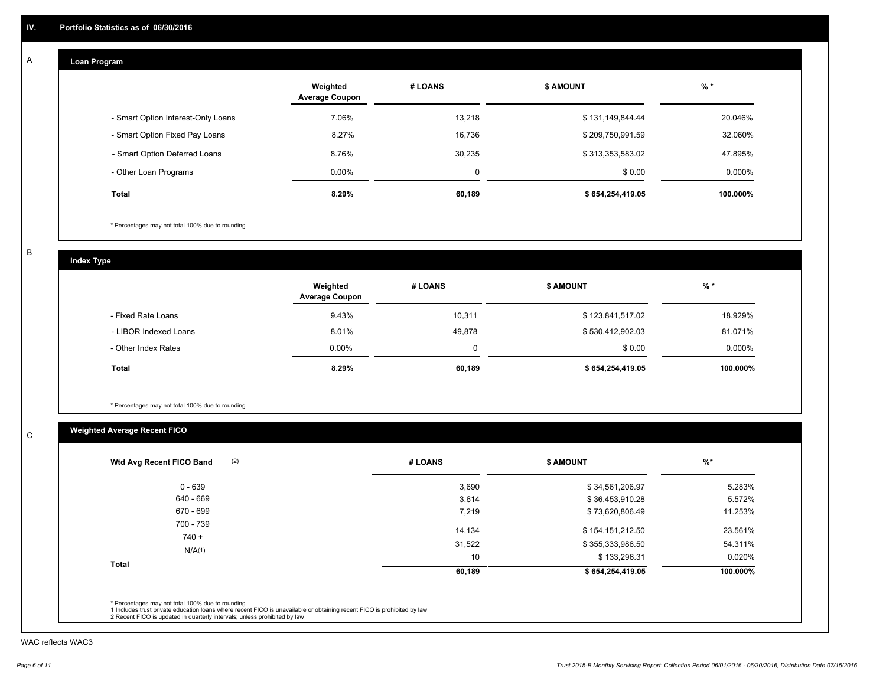## IV. Portfolio Statistics as of 06/30/2016

### A Loan Program

| | Weighted Average Coupon | # LOANS | $ AMOUNT | % * |
|---|---|---|---|---|
| - Smart Option Interest-Only Loans | 7.06% | 13,218 | $ 131,149,844.44 | 20.046% |
| - Smart Option Fixed Pay Loans | 8.27% | 16,736 | $ 209,750,991.59 | 32.060% |
| - Smart Option Deferred Loans | 8.76% | 30,235 | $ 313,353,583.02 | 47.895% |
| - Other Loan Programs | 0.00% | 0 | $ 0.00 | 0.000% |
| **Total** | **8.29%** | **60,189** | **$ 654,254,419.05** | **100.000%** |

* Percentages may not total 100% due to rounding

### B Index Type

| | Weighted Average Coupon | # LOANS | $ AMOUNT | % * |
|---|---|---|---|---|
| - Fixed Rate Loans | 9.43% | 10,311 | $ 123,841,517.02 | 18.929% |
| - LIBOR Indexed Loans | 8.01% | 49,878 | $ 530,412,902.03 | 81.071% |
| - Other Index Rates | 0.00% | 0 | $ 0.00 | 0.000% |
| **Total** | **8.29%** | **60,189** | **$ 654,254,419.05** | **100.000%** |

* Percentages may not total 100% due to rounding

### C Weighted Average Recent FICO

| Wtd Avg Recent FICO Band (2) | # LOANS | $ AMOUNT | %* |
|---|---|---|---|
| 0 - 639 | 3,690 | $ 34,561,206.97 | 5.283% |
| 640 - 669 | 3,614 | $ 36,453,910.28 | 5.572% |
| 670 - 699 | 7,219 | $ 73,620,806.49 | 11.253% |
| 700 - 739 | 14,134 | $ 154,151,212.50 | 23.561% |
| 740 + | 31,522 | $ 355,333,986.50 | 54.311% |
| N/A(1) | 10 | $ 133,296.31 | 0.020% |
| **Total** | **60,189** | **$ 654,254,419.05** | **100.000%** |

* Percentages may not total 100% due to rounding
1 Includes trust private education loans where recent FICO is unavailable or obtaining recent FICO is prohibited by law
2 Recent FICO is updated in quarterly intervals; unless prohibited by law

WAC reflects WAC3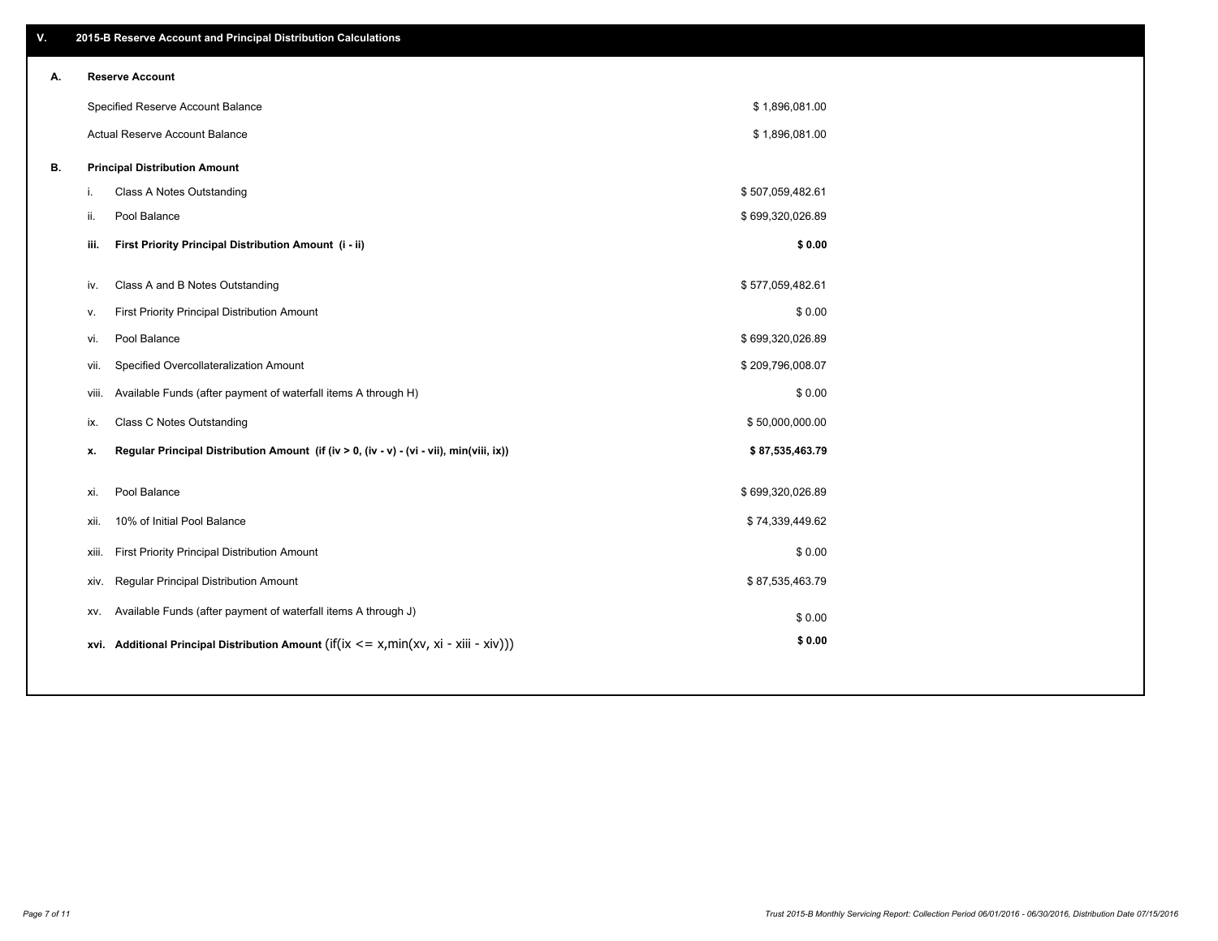## V. 2015-B Reserve Account and Principal Distribution Calculations

### A. Reserve Account

| | |
|---|---|
| Specified Reserve Account Balance | $ 1,896,081.00 |
| Actual Reserve Account Balance | $ 1,896,081.00 |

### B. Principal Distribution Amount

| | | |
|---|---|---|
| i. | Class A Notes Outstanding | $ 507,059,482.61 |
| ii. | Pool Balance | $ 699,320,026.89 |
| **iii.** | **First Priority Principal Distribution Amount (i - ii)** | **$ 0.00** |
| iv. | Class A and B Notes Outstanding | $ 577,059,482.61 |
| v. | First Priority Principal Distribution Amount | $ 0.00 |
| vi. | Pool Balance | $ 699,320,026.89 |
| vii. | Specified Overcollateralization Amount | $ 209,796,008.07 |
| viii. | Available Funds (after payment of waterfall items A through H) | $ 0.00 |
| ix. | Class C Notes Outstanding | $ 50,000,000.00 |
| **x.** | **Regular Principal Distribution Amount (if (iv > 0, (iv - v) - (vi - vii), min(viii, ix))** | **$ 87,535,463.79** |
| xi. | Pool Balance | $ 699,320,026.89 |
| xii. | 10% of Initial Pool Balance | $ 74,339,449.62 |
| xiii. | First Priority Principal Distribution Amount | $ 0.00 |
| xiv. | Regular Principal Distribution Amount | $ 87,535,463.79 |
| xv. | Available Funds (after payment of waterfall items A through J) | $ 0.00 |
| **xvi.** | **Additional Principal Distribution Amount** (if(ix <= x,min(xv, xi - xiii - xiv))) | **$ 0.00** |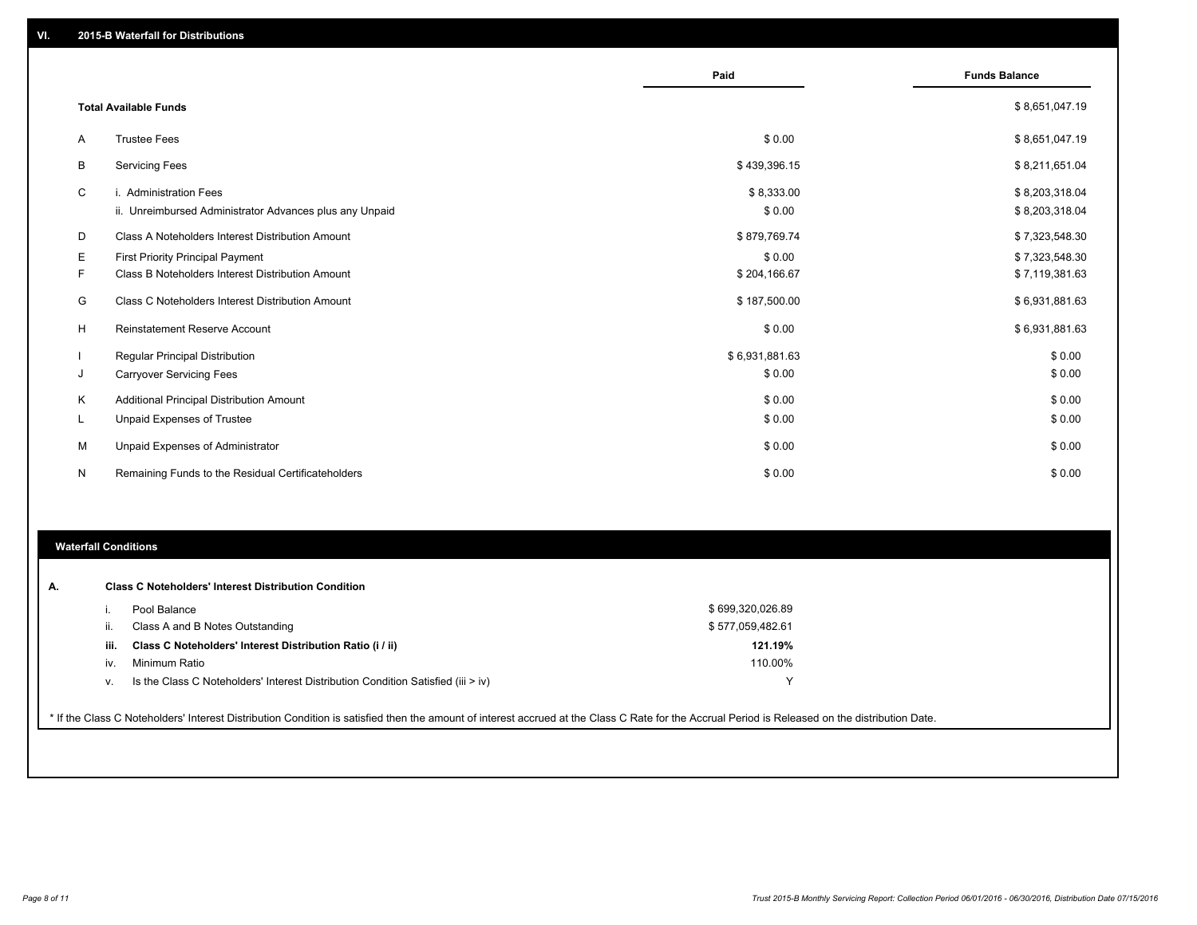## VI. 2015-B Waterfall for Distributions

| | | Paid | Funds Balance |
|---|---|---|---|
| | **Total Available Funds** | | $ 8,651,047.19 |
| A | Trustee Fees | $ 0.00 | $ 8,651,047.19 |
| B | Servicing Fees | $ 439,396.15 | $ 8,211,651.04 |
| C | i. Administration Fees | $ 8,333.00 | $ 8,203,318.04 |
| | ii. Unreimbursed Administrator Advances plus any Unpaid | $ 0.00 | $ 8,203,318.04 |
| D | Class A Noteholders Interest Distribution Amount | $ 879,769.74 | $ 7,323,548.30 |
| E | First Priority Principal Payment | $ 0.00 | $ 7,323,548.30 |
| F | Class B Noteholders Interest Distribution Amount | $ 204,166.67 | $ 7,119,381.63 |
| G | Class C Noteholders Interest Distribution Amount | $ 187,500.00 | $ 6,931,881.63 |
| H | Reinstatement Reserve Account | $ 0.00 | $ 6,931,881.63 |
| I | Regular Principal Distribution | $ 6,931,881.63 | $ 0.00 |
| J | Carryover Servicing Fees | $ 0.00 | $ 0.00 |
| K | Additional Principal Distribution Amount | $ 0.00 | $ 0.00 |
| L | Unpaid Expenses of Trustee | $ 0.00 | $ 0.00 |
| M | Unpaid Expenses of Administrator | $ 0.00 | $ 0.00 |
| N | Remaining Funds to the Residual Certificateholders | $ 0.00 | $ 0.00 |

## Waterfall Conditions

**A. Class C Noteholders' Interest Distribution Condition**

| | | |
|---|---|---|
| i. | Pool Balance | $ 699,320,026.89 |
| ii. | Class A and B Notes Outstanding | $ 577,059,482.61 |
| **iii.** | **Class C Noteholders' Interest Distribution Ratio (i / ii)** | **121.19%** |
| iv. | Minimum Ratio | 110.00% |
| v. | Is the Class C Noteholders' Interest Distribution Condition Satisfied (iii > iv) | Y |

* If the Class C Noteholders' Interest Distribution Condition is satisfied then the amount of interest accrued at the Class C Rate for the Accrual Period is Released on the distribution Date.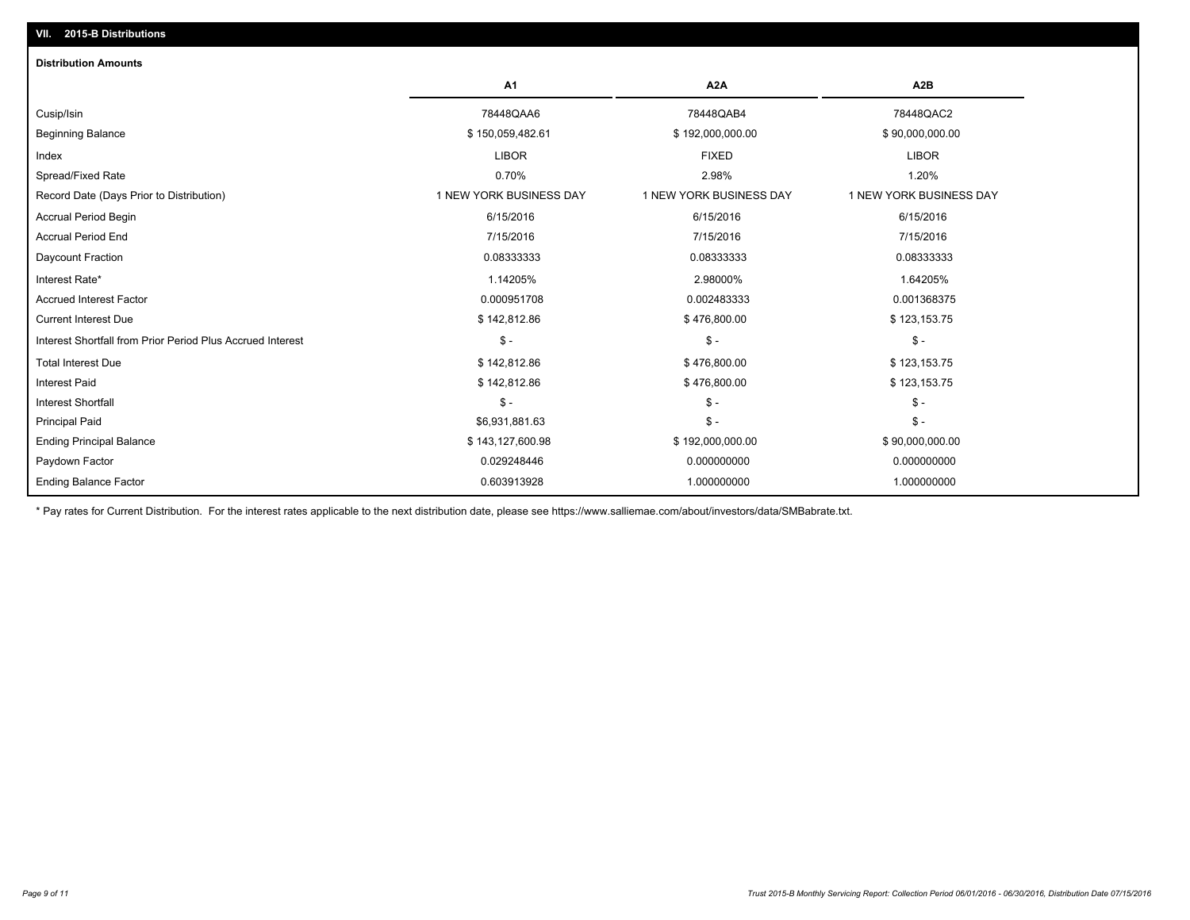## VII. 2015-B Distributions

### Distribution Amounts

| | A1 | A2A | A2B |
|---|---|---|---|
| Cusip/Isin | 78448QAA6 | 78448QAB4 | 78448QAC2 |
| Beginning Balance | $ 150,059,482.61 | $ 192,000,000.00 | $ 90,000,000.00 |
| Index | LIBOR | FIXED | LIBOR |
| Spread/Fixed Rate | 0.70% | 2.98% | 1.20% |
| Record Date (Days Prior to Distribution) | 1 NEW YORK BUSINESS DAY | 1 NEW YORK BUSINESS DAY | 1 NEW YORK BUSINESS DAY |
| Accrual Period Begin | 6/15/2016 | 6/15/2016 | 6/15/2016 |
| Accrual Period End | 7/15/2016 | 7/15/2016 | 7/15/2016 |
| Daycount Fraction | 0.08333333 | 0.08333333 | 0.08333333 |
| Interest Rate* | 1.14205% | 2.98000% | 1.64205% |
| Accrued Interest Factor | 0.000951708 | 0.002483333 | 0.001368375 |
| Current Interest Due | $ 142,812.86 | $ 476,800.00 | $ 123,153.75 |
| Interest Shortfall from Prior Period Plus Accrued Interest | $ - | $ - | $ - |
| Total Interest Due | $ 142,812.86 | $ 476,800.00 | $ 123,153.75 |
| Interest Paid | $ 142,812.86 | $ 476,800.00 | $ 123,153.75 |
| Interest Shortfall | $ - | $ - | $ - |
| Principal Paid | $6,931,881.63 | $ - | $ - |
| Ending Principal Balance | $ 143,127,600.98 | $ 192,000,000.00 | $ 90,000,000.00 |
| Paydown Factor | 0.029248446 | 0.000000000 | 0.000000000 |
| Ending Balance Factor | 0.603913928 | 1.000000000 | 1.000000000 |

* Pay rates for Current Distribution. For the interest rates applicable to the next distribution date, please see https://www.salliemae.com/about/investors/data/SMBabrate.txt.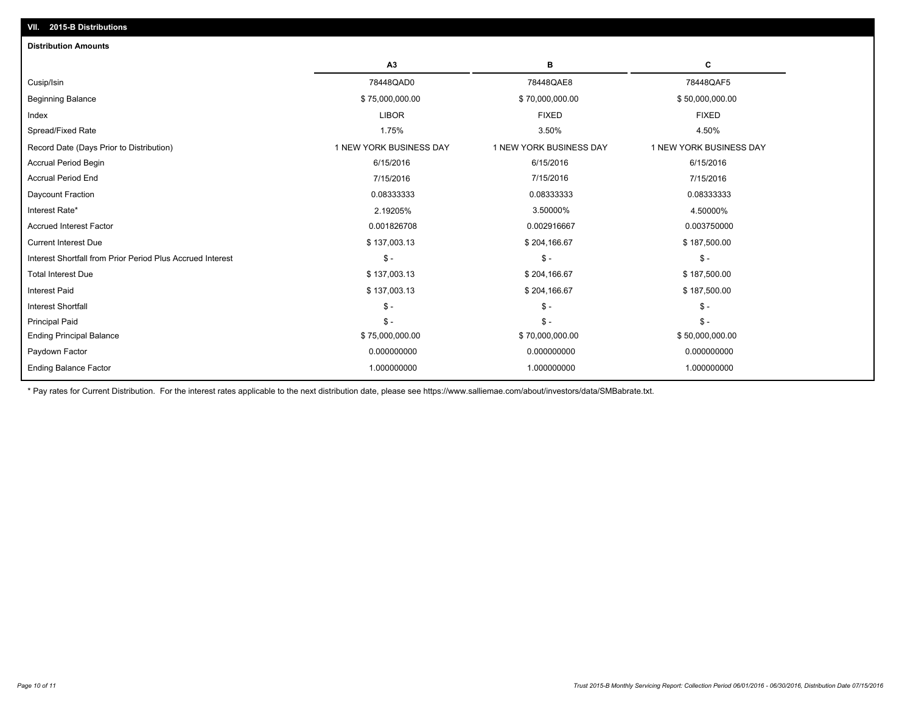## VII. 2015-B Distributions

### Distribution Amounts

| | A3 | B | C |
|---|---|---|---|
| Cusip/Isin | 78448QAD0 | 78448QAE8 | 78448QAF5 |
| Beginning Balance | $ 75,000,000.00 | $ 70,000,000.00 | $ 50,000,000.00 |
| Index | LIBOR | FIXED | FIXED |
| Spread/Fixed Rate | 1.75% | 3.50% | 4.50% |
| Record Date (Days Prior to Distribution) | 1 NEW YORK BUSINESS DAY | 1 NEW YORK BUSINESS DAY | 1 NEW YORK BUSINESS DAY |
| Accrual Period Begin | 6/15/2016 | 6/15/2016 | 6/15/2016 |
| Accrual Period End | 7/15/2016 | 7/15/2016 | 7/15/2016 |
| Daycount Fraction | 0.08333333 | 0.08333333 | 0.08333333 |
| Interest Rate* | 2.19205% | 3.50000% | 4.50000% |
| Accrued Interest Factor | 0.001826708 | 0.002916667 | 0.003750000 |
| Current Interest Due | $ 137,003.13 | $ 204,166.67 | $ 187,500.00 |
| Interest Shortfall from Prior Period Plus Accrued Interest | $ - | $ - | $ - |
| Total Interest Due | $ 137,003.13 | $ 204,166.67 | $ 187,500.00 |
| Interest Paid | $ 137,003.13 | $ 204,166.67 | $ 187,500.00 |
| Interest Shortfall | $ - | $ - | $ - |
| Principal Paid | $ - | $ - | $ - |
| Ending Principal Balance | $ 75,000,000.00 | $ 70,000,000.00 | $ 50,000,000.00 |
| Paydown Factor | 0.000000000 | 0.000000000 | 0.000000000 |
| Ending Balance Factor | 1.000000000 | 1.000000000 | 1.000000000 |

* Pay rates for Current Distribution. For the interest rates applicable to the next distribution date, please see https://www.salliemae.com/about/investors/data/SMBabrate.txt.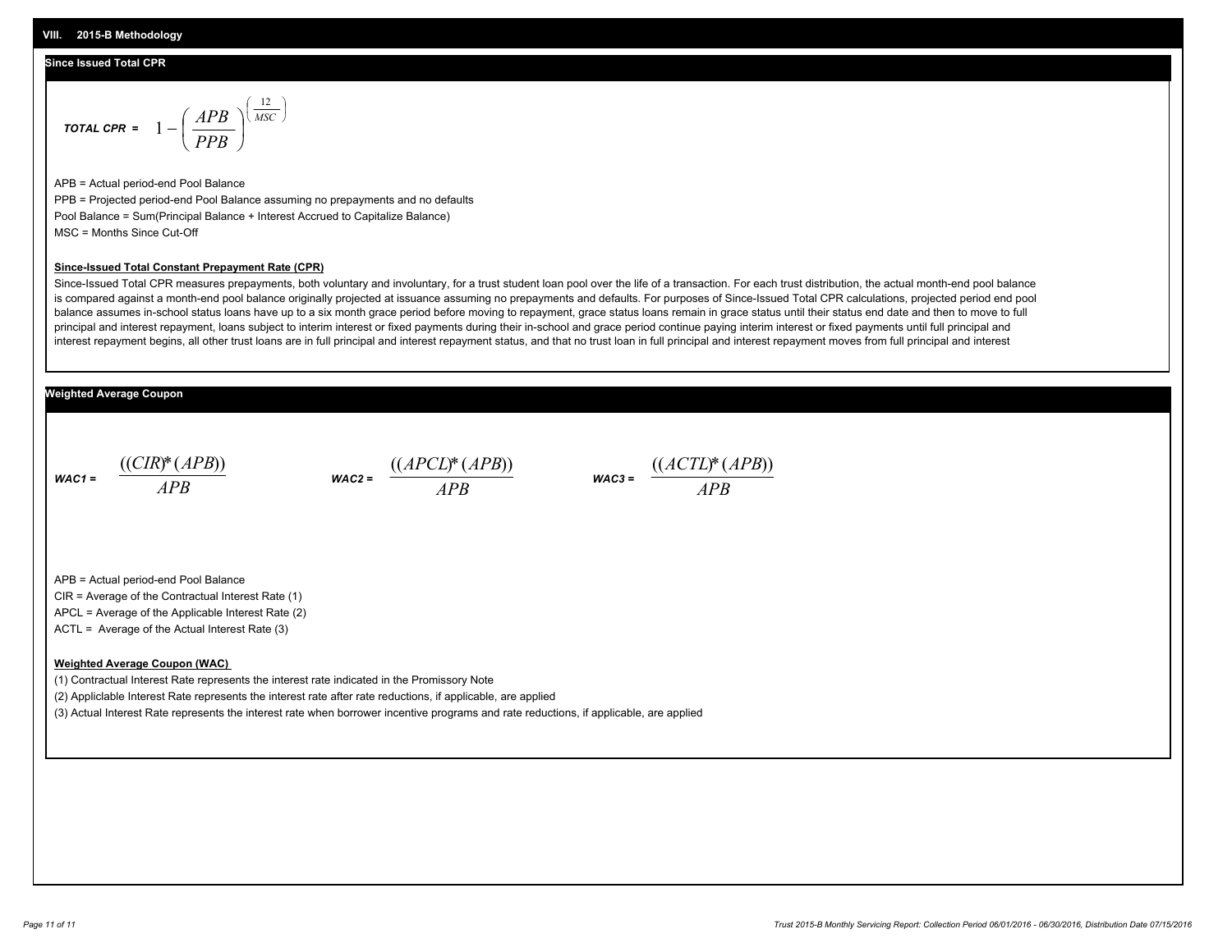# VIII. 2015-B Methodology

## Since Issued Total CPR

$$\textit{TOTAL CPR} = 1 - \left( \frac{APB}{PPB} \right)^{\left( \frac{12}{MSC} \right)}$$

APB = Actual period-end Pool Balance

PPB = Projected period-end Pool Balance assuming no prepayments and no defaults

Pool Balance = Sum(Principal Balance + Interest Accrued to Capitalize Balance)

MSC = Months Since Cut-Off

**Since-Issued Total Constant Prepayment Rate (CPR)**

Since-Issued Total CPR measures prepayments, both voluntary and involuntary, for a trust student loan pool over the life of a transaction. For each trust distribution, the actual month-end pool balance is compared against a month-end pool balance originally projected at issuance assuming no prepayments and defaults. For purposes of Since-Issued Total CPR calculations, projected period end pool balance assumes in-school status loans have up to a six month grace period before moving to repayment, grace status loans remain in grace status until their status end date and then to move to full principal and interest repayment, loans subject to interim interest or fixed payments during their in-school and grace period continue paying interim interest or fixed payments until full principal and interest repayment begins, all other trust loans are in full principal and interest repayment status, and that no trust loan in full principal and interest repayment moves from full principal and interest

## Weighted Average Coupon

$$\textit{WAC1} = \frac{((CIR)*(APB))}{APB} \qquad \textit{WAC2} = \frac{((APCL)*(APB))}{APB} \qquad \textit{WAC3} = \frac{((ACTL)*(APB))}{APB}$$

APB = Actual period-end Pool Balance

CIR = Average of the Contractual Interest Rate (1)

APCL = Average of the Applicable Interest Rate (2)

ACTL = Average of the Actual Interest Rate (3)

**Weighted Average Coupon (WAC)**

(1) Contractual Interest Rate represents the interest rate indicated in the Promissory Note

(2) Appliclable Interest Rate represents the interest rate after rate reductions, if applicable, are applied

(3) Actual Interest Rate represents the interest rate when borrower incentive programs and rate reductions, if applicable, are applied